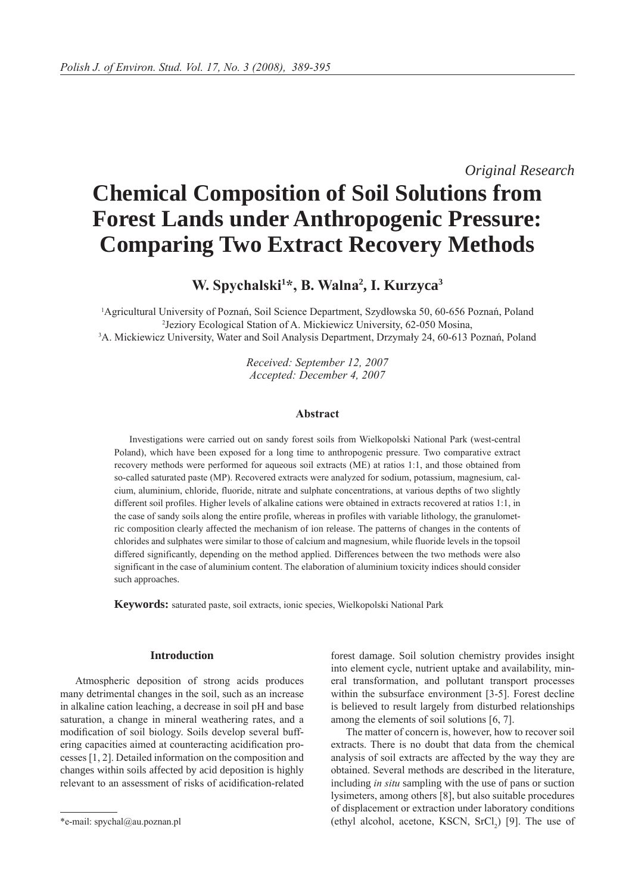*Original Research*

# Chemical Composition of Soil Solutions from Forest Lands under Anthropogenic Pressure: Comparing Two Extract Recovery Methods

**W. Spychalski[1]*, B. Walna[2], I. Kurzyca[3]**

[1]Agricultural University of Poznań, Soil Science Department, Szydłowska 50, 60-656 Poznań, Poland
[2]Jeziory Ecological Station of A. Mickiewicz University, 62-050 Mosina,
[3]A. Mickiewicz University, Water and Soil Analysis Department, Drzymały 24, 60-613 Poznań, Poland

*Received: September 12, 2007*
*Accepted: December 4, 2007*

### Abstract

Investigations were carried out on sandy forest soils from Wielkopolski National Park (west-central Poland), which have been exposed for a long time to anthropogenic pressure. Two comparative extract recovery methods were performed for aqueous soil extracts (ME) at ratios 1:1, and those obtained from so-called saturated paste (MP). Recovered extracts were analyzed for sodium, potassium, magnesium, calcium, aluminium, chloride, fluoride, nitrate and sulphate concentrations, at various depths of two slightly different soil profiles. Higher levels of alkaline cations were obtained in extracts recovered at ratios 1:1, in the case of sandy soils along the entire profile, whereas in profiles with variable lithology, the granulometric composition clearly affected the mechanism of ion release. The patterns of changes in the contents of chlorides and sulphates were similar to those of calcium and magnesium, while fluoride levels in the topsoil differed significantly, depending on the method applied. Differences between the two methods were also significant in the case of aluminium content. The elaboration of aluminium toxicity indices should consider such approaches.

**Keywords:** saturated paste, soil extracts, ionic species, Wielkopolski National Park

### Introduction

Atmospheric deposition of strong acids produces many detrimental changes in the soil, such as an increase in alkaline cation leaching, a decrease in soil pH and base saturation, a change in mineral weathering rates, and a modification of soil biology. Soils develop several buffering capacities aimed at counteracting acidification processes [1, 2]. Detailed information on the composition and changes within soils affected by acid deposition is highly relevant to an assessment of risks of acidification-related forest damage. Soil solution chemistry provides insight into element cycle, nutrient uptake and availability, mineral transformation, and pollutant transport processes within the subsurface environment [3-5]. Forest decline is believed to result largely from disturbed relationships among the elements of soil solutions [6, 7].

The matter of concern is, however, how to recover soil extracts. There is no doubt that data from the chemical analysis of soil extracts are affected by the way they are obtained. Several methods are described in the literature, including *in situ* sampling with the use of pans or suction lysimeters, among others [8], but also suitable procedures of displacement or extraction under laboratory conditions (ethyl alcohol, acetone, KSCN, $SrCl_2$) [9]. The use of

*e-mail: spychal@au.poznan.pl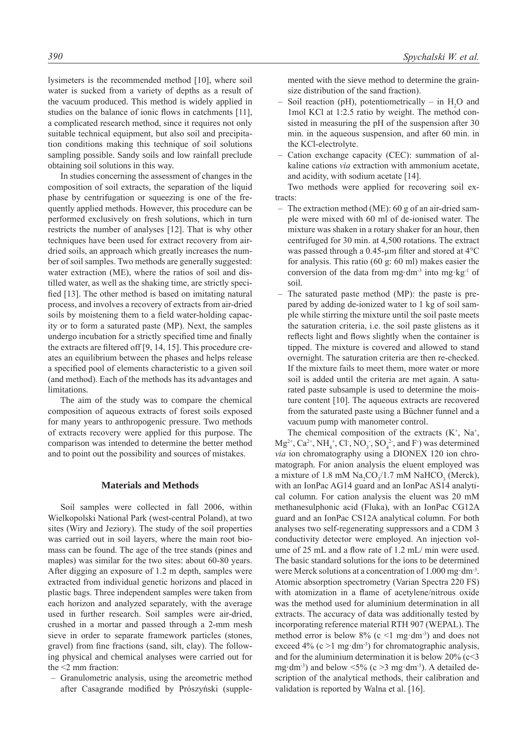lysimeters is the recommended method [10], where soil water is sucked from a variety of depths as a result of the vacuum produced. This method is widely applied in studies on the balance of ionic flows in catchments [11], a complicated research method, since it requires not only suitable technical equipment, but also soil and precipitation conditions making this technique of soil solutions sampling possible. Sandy soils and low rainfall preclude obtaining soil solutions in this way.

In studies concerning the assessment of changes in the composition of soil extracts, the separation of the liquid phase by centrifugation or squeezing is one of the frequently applied methods. However, this procedure can be performed exclusively on fresh solutions, which in turn restricts the number of analyses [12]. That is why other techniques have been used for extract recovery from air-dried soils, an approach which greatly increases the number of soil samples. Two methods are generally suggested: water extraction (ME), where the ratios of soil and distilled water, as well as the shaking time, are strictly specified [13]. The other method is based on imitating natural process, and involves a recovery of extracts from air-dried soils by moistening them to a field water-holding capacity or to form a saturated paste (MP). Next, the samples undergo incubation for a strictly specified time and finally the extracts are filtered off [9, 14, 15]. This procedure creates an equilibrium between the phases and helps release a specified pool of elements characteristic to a given soil (and method). Each of the methods has its advantages and limitations.

The aim of the study was to compare the chemical composition of aqueous extracts of forest soils exposed for many years to anthropogenic pressure. Two methods of extracts recovery were applied for this purpose. The comparison was intended to determine the better method and to point out the possibility and sources of mistakes.

## Materials and Methods

Soil samples were collected in fall 2006, within Wielkopolski National Park (west-central Poland), at two sites (Wiry and Jeziory). The study of the soil properties was carried out in soil layers, where the main root biomass can be found. The age of the tree stands (pines and maples) was similar for the two sites: about 60-80 years. After digging an exposure of 1.2 m depth, samples were extracted from individual genetic horizons and placed in plastic bags. Three independent samples were taken from each horizon and analyzed separately, with the average used in further research. Soil samples were air-dried, crushed in a mortar and passed through a 2-mm mesh sieve in order to separate framework particles (stones, gravel) from fine fractions (sand, silt, clay). The following physical and chemical analyses were carried out for the <2 mm fraction:

- Granulometric analysis, using the areometric method after Casagrande modified by Prószyński (supplemented with the sieve method to determine the grain-size distribution of the sand fraction).
- Soil reaction (pH), potentiometrically – in $H_2O$ and 1mol KCl at 1:2.5 ratio by weight. The method consisted in measuring the pH of the suspension after 30 min. in the aqueous suspension, and after 60 min. in the KCl-electrolyte.
- Cation exchange capacity (CEC): summation of alkaline cations *via* extraction with ammonium acetate, and acidity, with sodium acetate [14].

Two methods were applied for recovering soil extracts:

- The extraction method (ME): 60 g of an air-dried sample were mixed with 60 ml of de-ionised water. The mixture was shaken in a rotary shaker for an hour, then centrifuged for 30 min. at 4,500 rotations. The extract was passed through a 0.45-µm filter and stored at 4°C for analysis. This ratio (60 g: 60 ml) makes easier the conversion of the data from $mg \cdot dm^{-3}$ into $mg \cdot kg^{-1}$ of soil.
- The saturated paste method (MP): the paste is prepared by adding de-ionized water to 1 kg of soil sample while stirring the mixture until the soil paste meets the saturation criteria, i.e. the soil paste glistens as it reflects light and flows slightly when the container is tipped. The mixture is covered and allowed to stand overnight. The saturation criteria are then re-checked. If the mixture fails to meet them, more water or more soil is added until the criteria are met again. A saturated paste subsample is used to determine the moisture content [10]. The aqueous extracts are recovered from the saturated paste using a Büchner funnel and a vacuum pump with manometer control.

The chemical composition of the extracts ($K^+$, $Na^+$, $Mg^{2+}$, $Ca^{2+}$, $NH_4^+$, $Cl^-$, $NO_3^-$, $SO_4^{2-}$, and $F^-$) was determined *via* ion chromatography using a DIONEX 120 ion chromatograph. For anion analysis the eluent employed was a mixture of 1.8 mM $Na_2CO_3$/1.7 mM $NaHCO_3$ (Merck), with an IonPac AG14 guard and an IonPac AS14 analytical column. For cation analysis the eluent was 20 mM methanesulphonic acid (Fluka), with an IonPac CG12A guard and an IonPac CS12A analytical column. For both analyses two self-regenerating suppressors and a CDM 3 conductivity detector were employed. An injection volume of 25 mL and a flow rate of 1.2 mL/ min were used. The basic standard solutions for the ions to be determined were Merck solutions at a concentration of 1.000 $mg \cdot dm^{-3}$. Atomic absorption spectrometry (Varian Spectra 220 FS) with atomization in a flame of acetylene/nitrous oxide was the method used for aluminium determination in all extracts. The accuracy of data was additionally tested by incorporating reference material RTH 907 (WEPAL). The method error is below 8% (c <1 $mg \cdot dm^{-3}$) and does not exceed 4% (c >1 $mg \cdot dm^{-3}$) for chromatographic analysis, and for the aluminium determination it is below 20% (c<3 $mg \cdot dm^{-3}$) and below <5% (c >3 $mg \cdot dm^{-3}$). A detailed description of the analytical methods, their calibration and validation is reported by Walna et al. [16].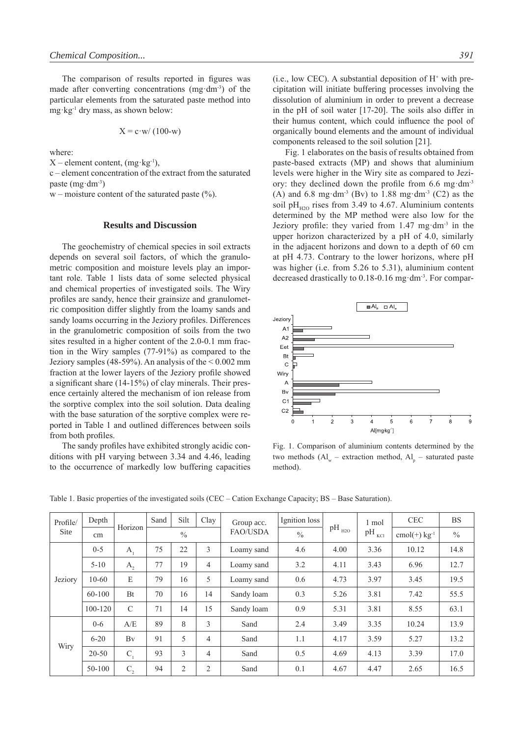The comparison of results reported in figures was made after converting concentrations ($mg \cdot dm^{-3}$) of the particular elements from the saturated paste method into $mg \cdot kg^{-1}$ dry mass, as shown below:

$$X = c \cdot w / (100 - w)$$

where:

X – element content, ($mg \cdot kg^{-1}$),

c – element concentration of the extract from the saturated paste ($mg \cdot dm^{-3}$)

w – moisture content of the saturated paste (%).

## Results and Discussion

The geochemistry of chemical species in soil extracts depends on several soil factors, of which the granulometric composition and moisture levels play an important role. Table 1 lists data of some selected physical and chemical properties of investigated soils. The Wiry profiles are sandy, hence their grainsize and granulometric composition differ slightly from the loamy sands and sandy loams occurring in the Jeziory profiles. Differences in the granulometric composition of soils from the two sites resulted in a higher content of the 2.0-0.1 mm fraction in the Wiry samples (77-91%) as compared to the Jeziory samples (48-59%). An analysis of the < 0.002 mm fraction at the lower layers of the Jeziory profile showed a significant share (14-15%) of clay minerals. Their presence certainly altered the mechanism of ion release from the sorptive complex into the soil solution. Data dealing with the base saturation of the sorptive complex were reported in Table 1 and outlined differences between soils from both profiles.

The sandy profiles have exhibited strongly acidic conditions with pH varying between 3.34 and 4.46, leading to the occurrence of markedly low buffering capacities (i.e., low CEC). A substantial deposition of $H^+$ with precipitation will initiate buffering processes involving the dissolution of aluminium in order to prevent a decrease in the pH of soil water [17-20]. The soils also differ in their humus content, which could influence the pool of organically bound elements and the amount of individual components released to the soil solution [21].

Fig. 1 elaborates on the basis of results obtained from paste-based extracts (MP) and shows that aluminium levels were higher in the Wiry site as compared to Jeziory: they declined down the profile from 6.6 $mg \cdot dm^{-3}$ (A) and 6.8 $mg \cdot dm^{-3}$ (Bv) to 1.88 $mg \cdot dm^{-3}$ (C2) as the soil $pH_{H2O}$ rises from 3.49 to 4.67. Aluminium contents determined by the MP method were also low for the Jeziory profile: they varied from 1.47 $mg \cdot dm^{-3}$ in the upper horizon characterized by a pH of 4.0, similarly in the adjacent horizons and down to a depth of 60 cm at pH 4.73. Contrary to the lower horizons, where pH was higher (i.e. from 5.26 to 5.31), aluminium content decreased drastically to 0.18-0.16 $mg \cdot dm^{-3}$. For compar-

Fig. 1. Comparison of aluminium contents determined by the two methods ($Al_w$ – extraction method, $Al_p$ – saturated paste method).

Table 1. Basic properties of the investigated soils (CEC – Cation Exchange Capacity; BS – Base Saturation).

| Profile/ Site | Depth | Horizon | Sand | Silt | Clay | Group acc. FAO/USDA | Ignition loss | $pH_{H2O}$ | 1 mol $pH_{KCl}$ | CEC | BS |
|---|---|---|---|---|---|---|---|---|---|---|---|
| | cm | | % | | | | % | | | cmol(+) $kg^{-1}$ | % |
| Jeziory | 0-5 | $A_1$ | 75 | 22 | 3 | Loamy sand | 4.6 | 4.00 | 3.36 | 10.12 | 14.8 |
| | 5-10 | $A_2$ | 77 | 19 | 4 | Loamy sand | 3.2 | 4.11 | 3.43 | 6.96 | 12.7 |
| | 10-60 | E | 79 | 16 | 5 | Loamy sand | 0.6 | 4.73 | 3.97 | 3.45 | 19.5 |
| | 60-100 | Bt | 70 | 16 | 14 | Sandy loam | 0.3 | 5.26 | 3.81 | 7.42 | 55.5 |
| | 100-120 | C | 71 | 14 | 15 | Sandy loam | 0.9 | 5.31 | 3.81 | 8.55 | 63.1 |
| Wiry | 0-6 | A/E | 89 | 8 | 3 | Sand | 2.4 | 3.49 | 3.35 | 10.24 | 13.9 |
| | 6-20 | Bv | 91 | 5 | 4 | Sand | 1.1 | 4.17 | 3.59 | 5.27 | 13.2 |
| | 20-50 | $C_1$ | 93 | 3 | 4 | Sand | 0.5 | 4.69 | 4.13 | 3.39 | 17.0 |
| | 50-100 | $C_2$ | 94 | 2 | 2 | Sand | 0.1 | 4.67 | 4.47 | 2.65 | 16.5 |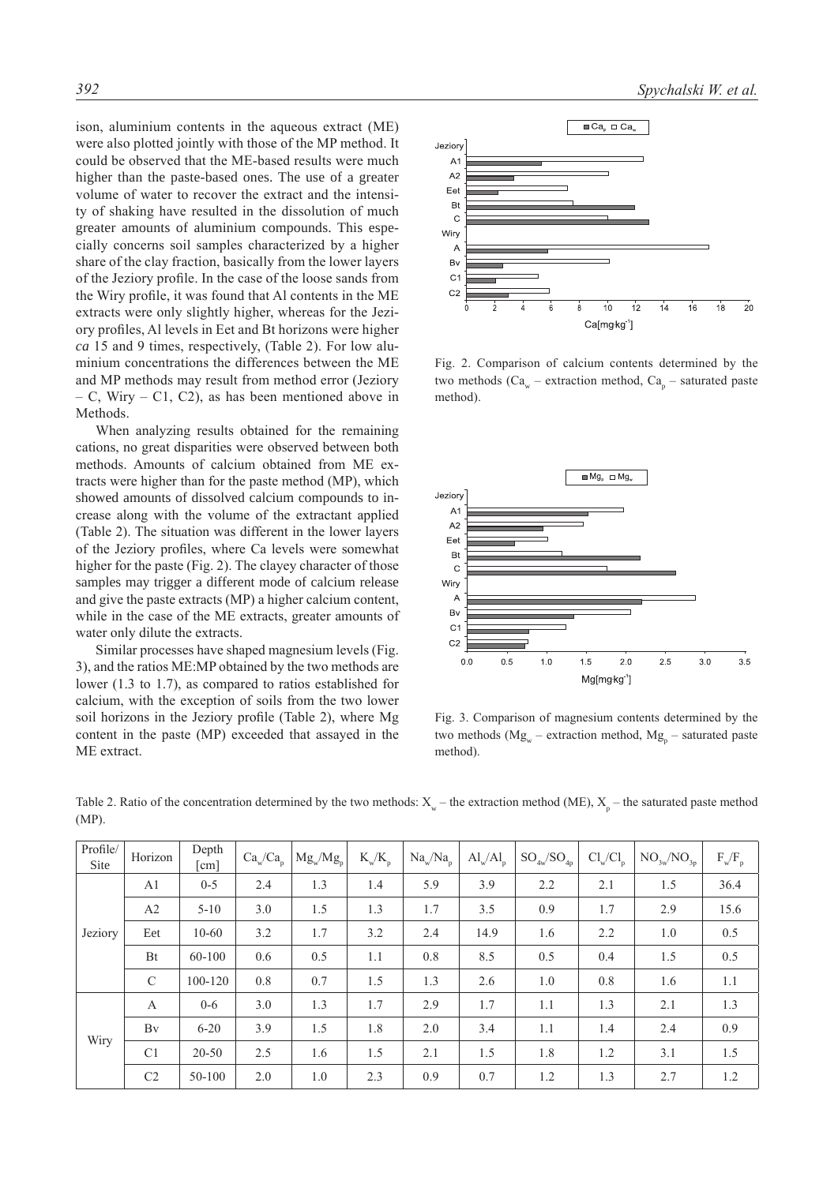ison, aluminium contents in the aqueous extract (ME) were also plotted jointly with those of the MP method. It could be observed that the ME-based results were much higher than the paste-based ones. The use of a greater volume of water to recover the extract and the intensity of shaking have resulted in the dissolution of much greater amounts of aluminium compounds. This especially concerns soil samples characterized by a higher share of the clay fraction, basically from the lower layers of the Jeziory profile. In the case of the loose sands from the Wiry profile, it was found that Al contents in the ME extracts were only slightly higher, whereas for the Jeziory profiles, Al levels in Eet and Bt horizons were higher *ca* 15 and 9 times, respectively, (Table 2). For low aluminium concentrations the differences between the ME and MP methods may result from method error (Jeziory – C, Wiry – C1, C2), as has been mentioned above in Methods.

When analyzing results obtained for the remaining cations, no great disparities were observed between both methods. Amounts of calcium obtained from ME extracts were higher than for the paste method (MP), which showed amounts of dissolved calcium compounds to increase along with the volume of the extractant applied (Table 2). The situation was different in the lower layers of the Jeziory profiles, where Ca levels were somewhat higher for the paste (Fig. 2). The clayey character of those samples may trigger a different mode of calcium release and give the paste extracts (MP) a higher calcium content, while in the case of the ME extracts, greater amounts of water only dilute the extracts.

Similar processes have shaped magnesium levels (Fig. 3), and the ratios ME:MP obtained by the two methods are lower (1.3 to 1.7), as compared to ratios established for calcium, with the exception of soils from the two lower soil horizons in the Jeziory profile (Table 2), where Mg content in the paste (MP) exceeded that assayed in the ME extract.

Fig. 2. Comparison of calcium contents determined by the two methods ($Ca_w$ – extraction method, $Ca_p$ – saturated paste method).

Fig. 3. Comparison of magnesium contents determined by the two methods ($Mg_w$ – extraction method, $Mg_p$ – saturated paste method).

Table 2. Ratio of the concentration determined by the two methods: $X_w$ – the extraction method (ME), $X_p$ – the saturated paste method (MP).

| Profile/ Site | Horizon | Depth [cm] | $Ca_w/Ca_p$ | $Mg_w/Mg_p$ | $K_w/K_p$ | $Na_w/Na_p$ | $Al_w/Al_p$ | $SO_{4w}/SO_{4p}$ | $Cl_w/Cl_p$ | $NO_{3w}/NO_{3p}$ | $F_w/F_p$ |
|---|---|---|---|---|---|---|---|---|---|---|---|
| Jeziory | A1 | 0-5 | 2.4 | 1.3 | 1.4 | 5.9 | 3.9 | 2.2 | 2.1 | 1.5 | 36.4 |
| | A2 | 5-10 | 3.0 | 1.5 | 1.3 | 1.7 | 3.5 | 0.9 | 1.7 | 2.9 | 15.6 |
| | Eet | 10-60 | 3.2 | 1.7 | 3.2 | 2.4 | 14.9 | 1.6 | 2.2 | 1.0 | 0.5 |
| | Bt | 60-100 | 0.6 | 0.5 | 1.1 | 0.8 | 8.5 | 0.5 | 0.4 | 1.5 | 0.5 |
| | C | 100-120 | 0.8 | 0.7 | 1.5 | 1.3 | 2.6 | 1.0 | 0.8 | 1.6 | 1.1 |
| Wiry | A | 0-6 | 3.0 | 1.3 | 1.7 | 2.9 | 1.7 | 1.1 | 1.3 | 2.1 | 1.3 |
| | Bv | 6-20 | 3.9 | 1.5 | 1.8 | 2.0 | 3.4 | 1.1 | 1.4 | 2.4 | 0.9 |
| | C1 | 20-50 | 2.5 | 1.6 | 1.5 | 2.1 | 1.5 | 1.8 | 1.2 | 3.1 | 1.5 |
| | C2 | 50-100 | 2.0 | 1.0 | 2.3 | 0.9 | 0.7 | 1.2 | 1.3 | 2.7 | 1.2 |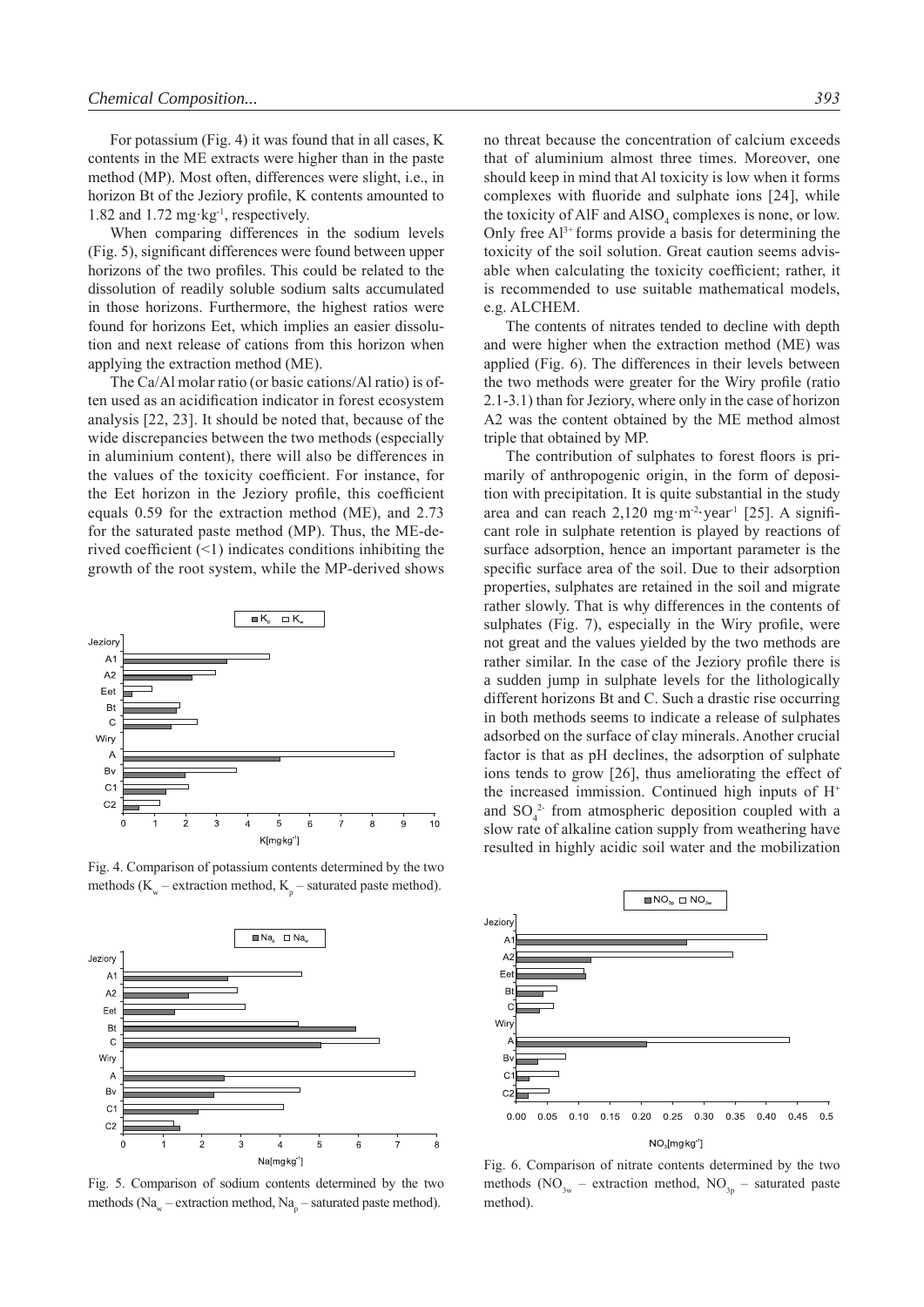For potassium (Fig. 4) it was found that in all cases, K contents in the ME extracts were higher than in the paste method (MP). Most often, differences were slight, i.e., in horizon Bt of the Jeziory profile, K contents amounted to 1.82 and 1.72 $mg \cdot kg^{-1}$, respectively.

When comparing differences in the sodium levels (Fig. 5), significant differences were found between upper horizons of the two profiles. This could be related to the dissolution of readily soluble sodium salts accumulated in those horizons. Furthermore, the highest ratios were found for horizons Eet, which implies an easier dissolution and next release of cations from this horizon when applying the extraction method (ME).

The Ca/Al molar ratio (or basic cations/Al ratio) is often used as an acidification indicator in forest ecosystem analysis [22, 23]. It should be noted that, because of the wide discrepancies between the two methods (especially in aluminium content), there will also be differences in the values of the toxicity coefficient. For instance, for the Eet horizon in the Jeziory profile, this coefficient equals 0.59 for the extraction method (ME), and 2.73 for the saturated paste method (MP). Thus, the ME-derived coefficient (<1) indicates conditions inhibiting the growth of the root system, while the MP-derived shows no threat because the concentration of calcium exceeds that of aluminium almost three times. Moreover, one should keep in mind that Al toxicity is low when it forms complexes with fluoride and sulphate ions [24], while the toxicity of AlF and $AlSO_4$ complexes is none, or low. Only free $Al^{3+}$ forms provide a basis for determining the toxicity of the soil solution. Great caution seems advisable when calculating the toxicity coefficient; rather, it is recommended to use suitable mathematical models, e.g. ALCHEM.

Fig. 4. Comparison of potassium contents determined by the two methods ($K_w$ – extraction method, $K_p$ – saturated paste method).

Fig. 5. Comparison of sodium contents determined by the two methods ($Na_w$ – extraction method, $Na_p$ – saturated paste method).

The contents of nitrates tended to decline with depth and were higher when the extraction method (ME) was applied (Fig. 6). The differences in their levels between the two methods were greater for the Wiry profile (ratio 2.1-3.1) than for Jeziory, where only in the case of horizon A2 was the content obtained by the ME method almost triple that obtained by MP.

The contribution of sulphates to forest floors is primarily of anthropogenic origin, in the form of deposition with precipitation. It is quite substantial in the study area and can reach 2,120 $mg \cdot m^{-2} \cdot year^{-1}$ [25]. A significant role in sulphate retention is played by reactions of surface adsorption, hence an important parameter is the specific surface area of the soil. Due to their adsorption properties, sulphates are retained in the soil and migrate rather slowly. That is why differences in the contents of sulphates (Fig. 7), especially in the Wiry profile, were not great and the values yielded by the two methods are rather similar. In the case of the Jeziory profile there is a sudden jump in sulphate levels for the lithologically different horizons Bt and C. Such a drastic rise occurring in both methods seems to indicate a release of sulphates adsorbed on the surface of clay minerals. Another crucial factor is that as pH declines, the adsorption of sulphate ions tends to grow [26], thus ameliorating the effect of the increased immission. Continued high inputs of $H^+$ and $SO_4^{2-}$ from atmospheric deposition coupled with a slow rate of alkaline cation supply from weathering have resulted in highly acidic soil water and the mobilization

Fig. 6. Comparison of nitrate contents determined by the two methods ($NO_{3w}$ – extraction method, $NO_{3p}$ – saturated paste method).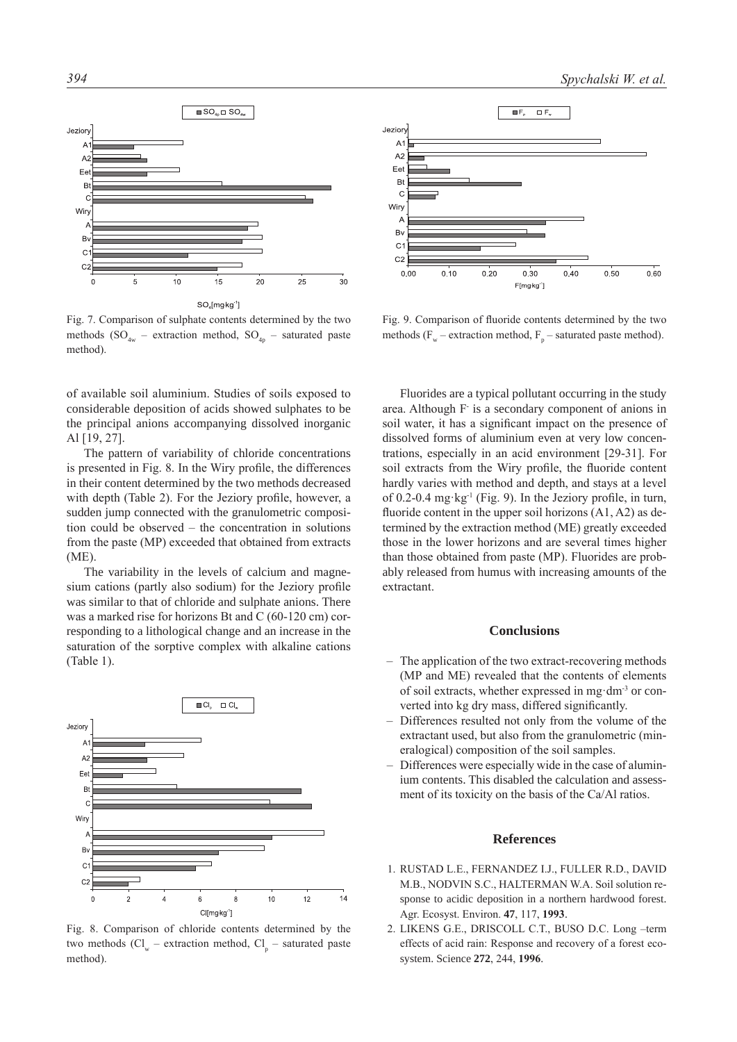Fig. 7. Comparison of sulphate contents determined by the two methods ($SO_{4w}$ – extraction method, $SO_{4p}$ – saturated paste method).

Fig. 9. Comparison of fluoride contents determined by the two methods ($F_w$ – extraction method, $F_p$ – saturated paste method).

of available soil aluminium. Studies of soils exposed to considerable deposition of acids showed sulphates to be the principal anions accompanying dissolved inorganic Al [19, 27].

The pattern of variability of chloride concentrations is presented in Fig. 8. In the Wiry profile, the differences in their content determined by the two methods decreased with depth (Table 2). For the Jeziory profile, however, a sudden jump connected with the granulometric composition could be observed – the concentration in solutions from the paste (MP) exceeded that obtained from extracts (ME).

The variability in the levels of calcium and magnesium cations (partly also sodium) for the Jeziory profile was similar to that of chloride and sulphate anions. There was a marked rise for horizons Bt and C (60-120 cm) corresponding to a lithological change and an increase in the saturation of the sorptive complex with alkaline cations (Table 1).

Fig. 8. Comparison of chloride contents determined by the two methods ($Cl_w$ – extraction method, $Cl_p$ – saturated paste method).

Fluorides are a typical pollutant occurring in the study area. Although $F^-$ is a secondary component of anions in soil water, it has a significant impact on the presence of dissolved forms of aluminium even at very low concentrations, especially in an acid environment [29-31]. For soil extracts from the Wiry profile, the fluoride content hardly varies with method and depth, and stays at a level of 0.2-0.4 $mg \cdot kg^{-1}$ (Fig. 9). In the Jeziory profile, in turn, fluoride content in the upper soil horizons (A1, A2) as determined by the extraction method (ME) greatly exceeded those in the lower horizons and are several times higher than those obtained from paste (MP). Fluorides are probably released from humus with increasing amounts of the extractant.

## Conclusions

- The application of the two extract-recovering methods (MP and ME) revealed that the contents of elements of soil extracts, whether expressed in $mg \cdot dm^{-3}$ or converted into kg dry mass, differed significantly.
- Differences resulted not only from the volume of the extractant used, but also from the granulometric (mineralogical) composition of the soil samples.
- Differences were especially wide in the case of aluminium contents. This disabled the calculation and assessment of its toxicity on the basis of the Ca/Al ratios.

## References

1. RUSTAD L.E., FERNANDEZ I.J., FULLER R.D., DAVID M.B., NODVIN S.C., HALTERMAN W.A. Soil solution response to acidic deposition in a northern hardwood forest. Agr. Ecosyst. Environ. **47**, 117, **1993**.
2. LIKENS G.E., DRISCOLL C.T., BUSO D.C. Long –term effects of acid rain: Response and recovery of a forest ecosystem. Science **272**, 244, **1996**.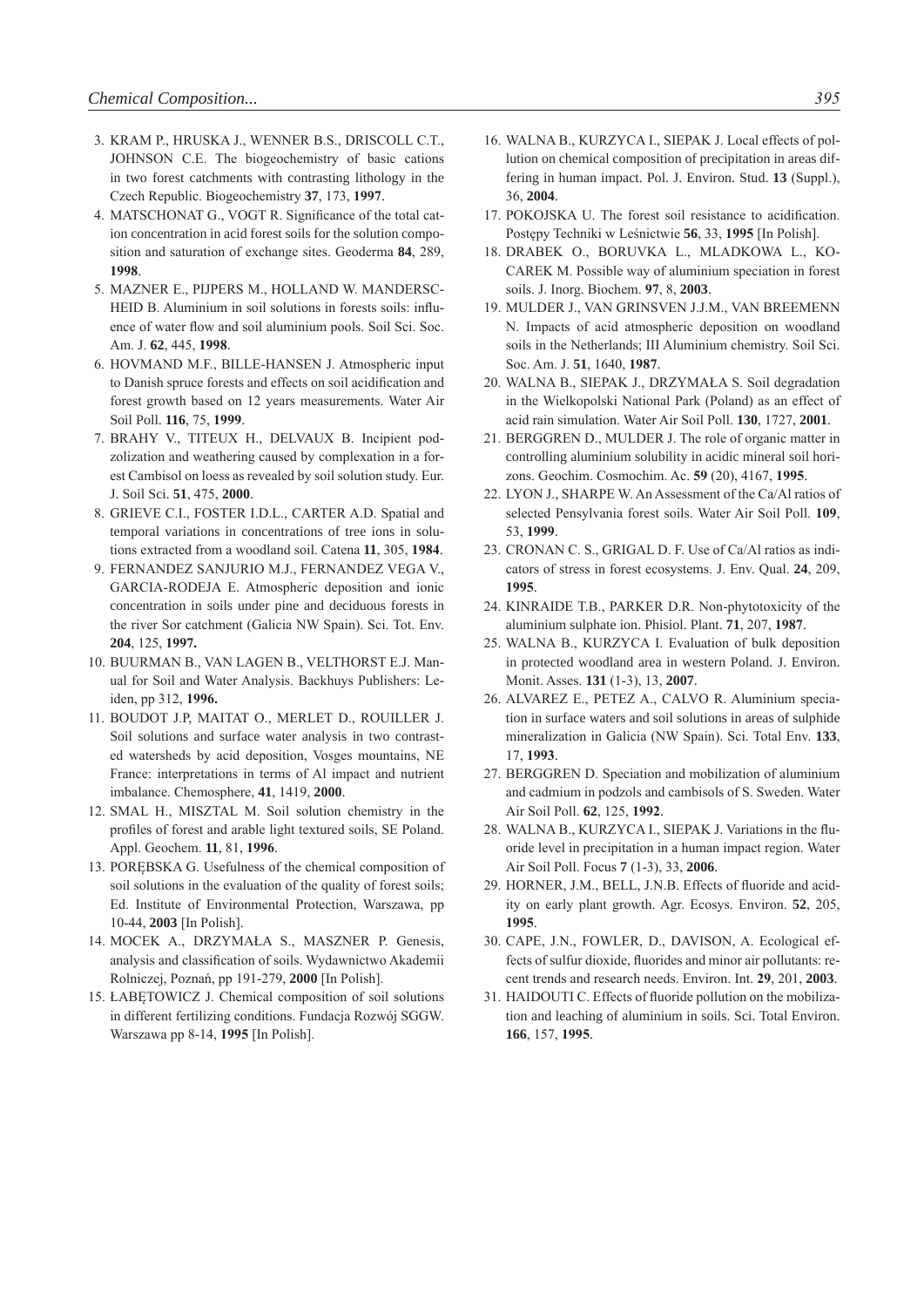3. KRAM P., HRUSKA J., WENNER B.S., DRISCOLL C.T., JOHNSON C.E. The biogeochemistry of basic cations in two forest catchments with contrasting lithology in the Czech Republic. Biogeochemistry **37**, 173, **1997**.
4. MATSCHONAT G., VOGT R. Significance of the total cation concentration in acid forest soils for the solution composition and saturation of exchange sites. Geoderma **84**, 289, **1998**.
5. MAZNER E., PIJPERS M., HOLLAND W. MANDERSCHEID B. Aluminium in soil solutions in forests soils: influence of water flow and soil aluminium pools. Soil Sci. Soc. Am. J. **62**, 445, **1998**.
6. HOVMAND M.F., BILLE-HANSEN J. Atmospheric input to Danish spruce forests and effects on soil acidification and forest growth based on 12 years measurements. Water Air Soil Poll. **116**, 75, **1999**.
7. BRAHY V., TITEUX H., DELVAUX B. Incipient podzolization and weathering caused by complexation in a forest Cambisol on loess as revealed by soil solution study. Eur. J. Soil Sci. **51**, 475, **2000**.
8. GRIEVE C.I., FOSTER I.D.L., CARTER A.D. Spatial and temporal variations in concentrations of tree ions in solutions extracted from a woodland soil. Catena **11**, 305, **1984**.
9. FERNANDEZ SANJURIO M.J., FERNANDEZ VEGA V., GARCIA-RODEJA E. Atmospheric deposition and ionic concentration in soils under pine and deciduous forests in the river Sor catchment (Galicia NW Spain). Sci. Tot. Env. **204**, 125, **1997.**
10. BUURMAN B., VAN LAGEN B., VELTHORST E.J. Manual for Soil and Water Analysis. Backhuys Publishers: Leiden, pp 312, **1996.**
11. BOUDOT J.P, MAITAT O., MERLET D., ROUILLER J. Soil solutions and surface water analysis in two contrasted watersheds by acid deposition, Vosges mountains, NE France: interpretations in terms of Al impact and nutrient imbalance. Chemosphere, **41**, 1419, **2000**.
12. SMAL H., MISZTAL M. Soil solution chemistry in the profiles of forest and arable light textured soils, SE Poland. Appl. Geochem. **11**, 81, **1996**.
13. PORĘBSKA G. Usefulness of the chemical composition of soil solutions in the evaluation of the quality of forest soils; Ed. Institute of Environmental Protection, Warszawa, pp 10-44, **2003** [In Polish].
14. MOCEK A., DRZYMAŁA S., MASZNER P. Genesis, analysis and classification of soils. Wydawnictwo Akademii Rolniczej, Poznań, pp 191-279, **2000** [In Polish].
15. ŁABĘTOWICZ J. Chemical composition of soil solutions in different fertilizing conditions. Fundacja Rozwój SGGW. Warszawa pp 8-14, **1995** [In Polish].
16. WALNA B., KURZYCA I., SIEPAK J. Local effects of pollution on chemical composition of precipitation in areas differing in human impact. Pol. J. Environ. Stud. **13** (Suppl.), 36, **2004**.
17. POKOJSKA U. The forest soil resistance to acidification. Postępy Techniki w Leśnictwie **56**, 33, **1995** [In Polish].
18. DRABEK O., BORUVKA L., MLADKOWA L., KOCAREK M. Possible way of aluminium speciation in forest soils. J. Inorg. Biochem. **97**, 8, **2003**.
19. MULDER J., VAN GRINSVEN J.J.M., VAN BREEMENN N. Impacts of acid atmospheric deposition on woodland soils in the Netherlands; III Aluminium chemistry. Soil Sci. Soc. Am. J. **51**, 1640, **1987**.
20. WALNA B., SIEPAK J., DRZYMAŁA S. Soil degradation in the Wielkopolski National Park (Poland) as an effect of acid rain simulation. Water Air Soil Poll. **130**, 1727, **2001**.
21. BERGGREN D., MULDER J. The role of organic matter in controlling aluminium solubility in acidic mineral soil horizons. Geochim. Cosmochim. Ac. **59** (20), 4167, **1995**.
22. LYON J., SHARPE W. An Assessment of the Ca/Al ratios of selected Pensylvania forest soils. Water Air Soil Poll. **109**, 53, **1999**.
23. CRONAN C. S., GRIGAL D. F. Use of Ca/Al ratios as indicators of stress in forest ecosystems. J. Env. Qual. **24**, 209, **1995**.
24. KINRAIDE T.B., PARKER D.R. Non-phytotoxicity of the aluminium sulphate ion. Physiol. Plant. **71**, 207, **1987**.
25. WALNA B., KURZYCA I. Evaluation of bulk deposition in protected woodland area in western Poland. J. Environ. Monit. Asses. **131** (1-3), 13, **2007**.
26. ALVAREZ E., PETEZ A., CALVO R. Aluminium speciation in surface waters and soil solutions in areas of sulphide mineralization in Galicia (NW Spain). Sci. Total Env. **133**, 17, **1993**.
27. BERGGREN D. Speciation and mobilization of aluminium and cadmium in podzols and cambisols of S. Sweden. Water Air Soil Poll. **62**, 125, **1992**.
28. WALNA B., KURZYCA I., SIEPAK J. Variations in the fluoride level in precipitation in a human impact region. Water Air Soil Poll. Focus **7** (1-3), 33, **2006**.
29. HORNER, J.M., BELL, J.N.B. Effects of fluoride and acidity on early plant growth. Agr. Ecosys. Environ. **52**, 205, **1995**.
30. CAPE, J.N., FOWLER, D., DAVISON, A. Ecological effects of sulfur dioxide, fluorides and minor air pollutants: recent trends and research needs. Environ. Int. **29**, 201, **2003**.
31. HAIDOUTI C. Effects of fluoride pollution on the mobilization and leaching of aluminium in soils. Sci. Total Environ. **166**, 157, **1995**.